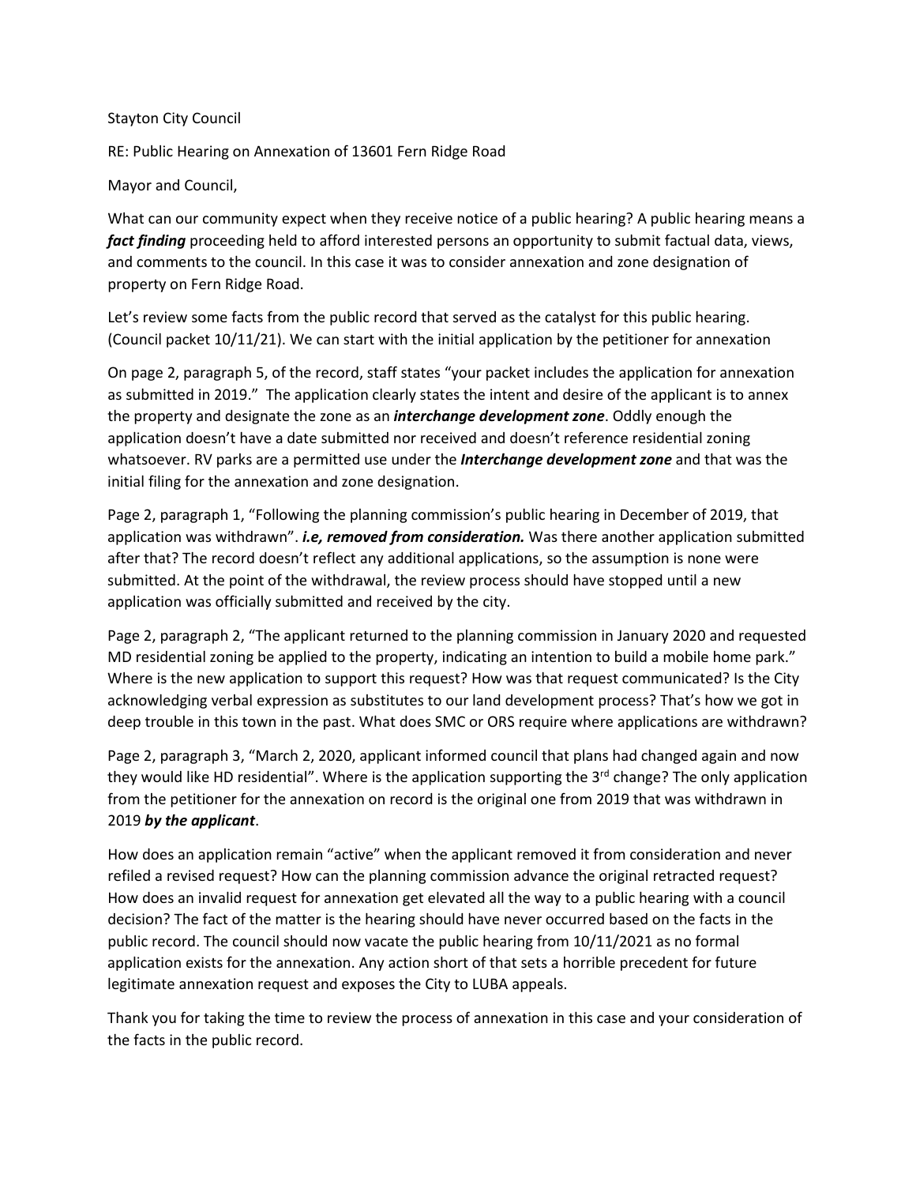Stayton City Council

RE: Public Hearing on Annexation of 13601 Fern Ridge Road

Mayor and Council,

What can our community expect when they receive notice of a public hearing? A public hearing means a ***fact finding*** proceeding held to afford interested persons an opportunity to submit factual data, views, and comments to the council. In this case it was to consider annexation and zone designation of property on Fern Ridge Road.

Let's review some facts from the public record that served as the catalyst for this public hearing. (Council packet 10/11/21). We can start with the initial application by the petitioner for annexation

On page 2, paragraph 5, of the record, staff states "your packet includes the application for annexation as submitted in 2019." The application clearly states the intent and desire of the applicant is to annex the property and designate the zone as an ***interchange development zone***. Oddly enough the application doesn't have a date submitted nor received and doesn't reference residential zoning whatsoever. RV parks are a permitted use under the ***Interchange development zone*** and that was the initial filing for the annexation and zone designation.

Page 2, paragraph 1, "Following the planning commission's public hearing in December of 2019, that application was withdrawn". ***i.e, removed from consideration.*** Was there another application submitted after that? The record doesn't reflect any additional applications, so the assumption is none were submitted. At the point of the withdrawal, the review process should have stopped until a new application was officially submitted and received by the city.

Page 2, paragraph 2, "The applicant returned to the planning commission in January 2020 and requested MD residential zoning be applied to the property, indicating an intention to build a mobile home park." Where is the new application to support this request? How was that request communicated? Is the City acknowledging verbal expression as substitutes to our land development process? That's how we got in deep trouble in this town in the past. What does SMC or ORS require where applications are withdrawn?

Page 2, paragraph 3, "March 2, 2020, applicant informed council that plans had changed again and now they would like HD residential". Where is the application supporting the 3rd change? The only application from the petitioner for the annexation on record is the original one from 2019 that was withdrawn in 2019 ***by the applicant***.

How does an application remain "active" when the applicant removed it from consideration and never refiled a revised request? How can the planning commission advance the original retracted request? How does an invalid request for annexation get elevated all the way to a public hearing with a council decision? The fact of the matter is the hearing should have never occurred based on the facts in the public record. The council should now vacate the public hearing from 10/11/2021 as no formal application exists for the annexation. Any action short of that sets a horrible precedent for future legitimate annexation request and exposes the City to LUBA appeals.

Thank you for taking the time to review the process of annexation in this case and your consideration of the facts in the public record.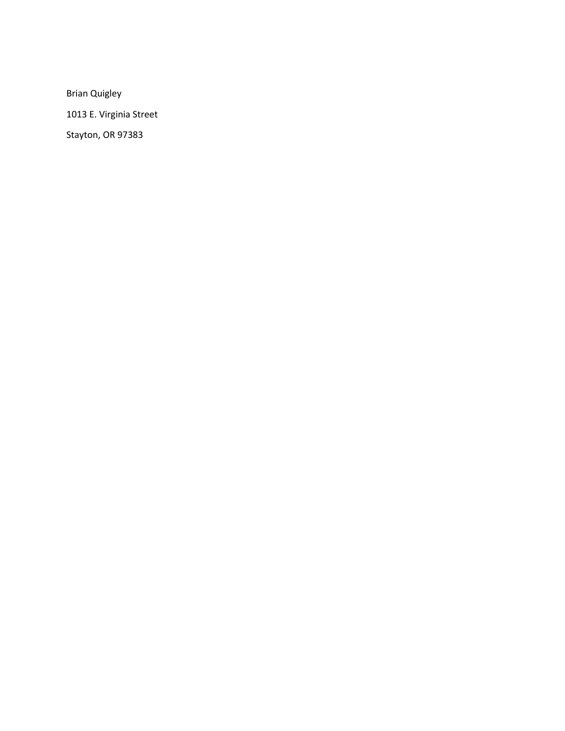Brian Quigley

1013 E. Virginia Street

Stayton, OR 97383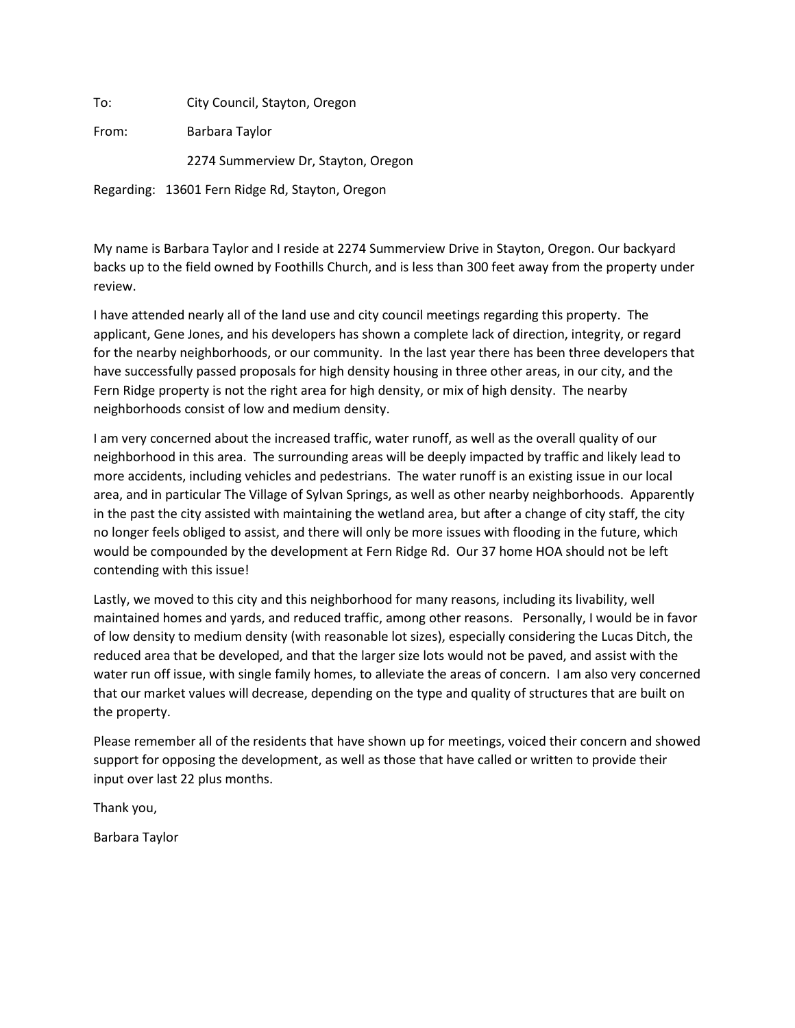To: City Council, Stayton, Oregon

From: Barbara Taylor

2274 Summerview Dr, Stayton, Oregon

Regarding: 13601 Fern Ridge Rd, Stayton, Oregon

My name is Barbara Taylor and I reside at 2274 Summerview Drive in Stayton, Oregon. Our backyard backs up to the field owned by Foothills Church, and is less than 300 feet away from the property under review.

I have attended nearly all of the land use and city council meetings regarding this property. The applicant, Gene Jones, and his developers has shown a complete lack of direction, integrity, or regard for the nearby neighborhoods, or our community. In the last year there has been three developers that have successfully passed proposals for high density housing in three other areas, in our city, and the Fern Ridge property is not the right area for high density, or mix of high density. The nearby neighborhoods consist of low and medium density.

I am very concerned about the increased traffic, water runoff, as well as the overall quality of our neighborhood in this area. The surrounding areas will be deeply impacted by traffic and likely lead to more accidents, including vehicles and pedestrians. The water runoff is an existing issue in our local area, and in particular The Village of Sylvan Springs, as well as other nearby neighborhoods. Apparently in the past the city assisted with maintaining the wetland area, but after a change of city staff, the city no longer feels obliged to assist, and there will only be more issues with flooding in the future, which would be compounded by the development at Fern Ridge Rd. Our 37 home HOA should not be left contending with this issue!

Lastly, we moved to this city and this neighborhood for many reasons, including its livability, well maintained homes and yards, and reduced traffic, among other reasons. Personally, I would be in favor of low density to medium density (with reasonable lot sizes), especially considering the Lucas Ditch, the reduced area that be developed, and that the larger size lots would not be paved, and assist with the water run off issue, with single family homes, to alleviate the areas of concern. I am also very concerned that our market values will decrease, depending on the type and quality of structures that are built on the property.

Please remember all of the residents that have shown up for meetings, voiced their concern and showed support for opposing the development, as well as those that have called or written to provide their input over last 22 plus months.

Thank you,

Barbara Taylor